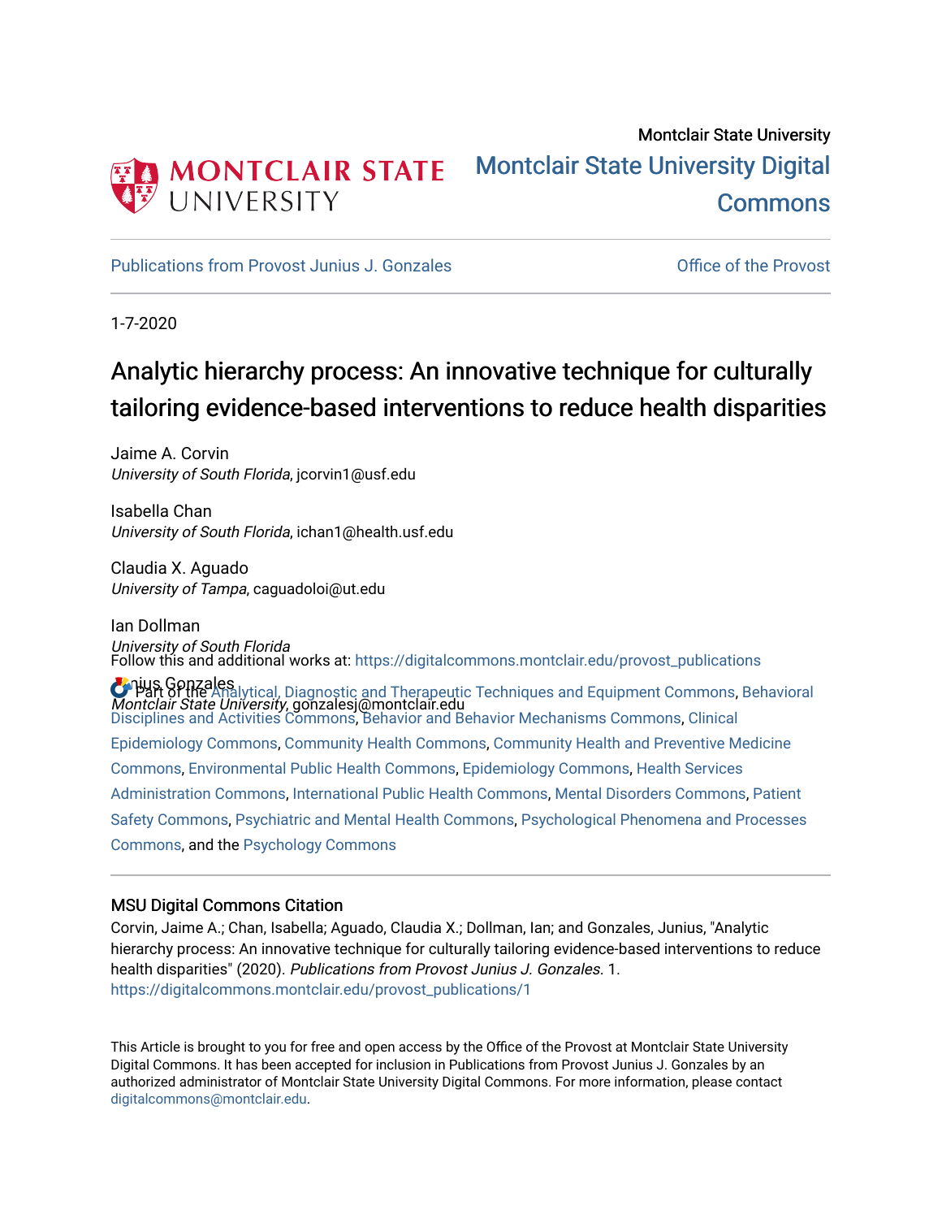Montclair State University

Montclair State University Digital Commons

Publications from Provost Junius J. Gonzales

Office of the Provost

1-7-2020

# Analytic hierarchy process: An innovative technique for culturally tailoring evidence-based interventions to reduce health disparities

Jaime A. Corvin
*University of South Florida*, jcorvin1@usf.edu

Isabella Chan
*University of South Florida*, ichan1@health.usf.edu

Claudia X. Aguado
*University of Tampa*, caguadoloi@ut.edu

Ian Dollman
*University of South Florida*

Junius Gonzales
*Montclair State University*, gonzalesj@montclair.edu

Follow this and additional works at: https://digitalcommons.montclair.edu/provost_publications

Part of the Analytical, Diagnostic and Therapeutic Techniques and Equipment Commons, Behavioral Disciplines and Activities Commons, Behavior and Behavior Mechanisms Commons, Clinical Epidemiology Commons, Community Health Commons, Community Health and Preventive Medicine Commons, Environmental Public Health Commons, Epidemiology Commons, Health Services Administration Commons, International Public Health Commons, Mental Disorders Commons, Patient Safety Commons, Psychiatric and Mental Health Commons, Psychological Phenomena and Processes Commons, and the Psychology Commons

## MSU Digital Commons Citation

Corvin, Jaime A.; Chan, Isabella; Aguado, Claudia X.; Dollman, Ian; and Gonzales, Junius, "Analytic hierarchy process: An innovative technique for culturally tailoring evidence-based interventions to reduce health disparities" (2020). *Publications from Provost Junius J. Gonzales*. 1.
https://digitalcommons.montclair.edu/provost_publications/1

This Article is brought to you for free and open access by the Office of the Provost at Montclair State University Digital Commons. It has been accepted for inclusion in Publications from Provost Junius J. Gonzales by an authorized administrator of Montclair State University Digital Commons. For more information, please contact digitalcommons@montclair.edu.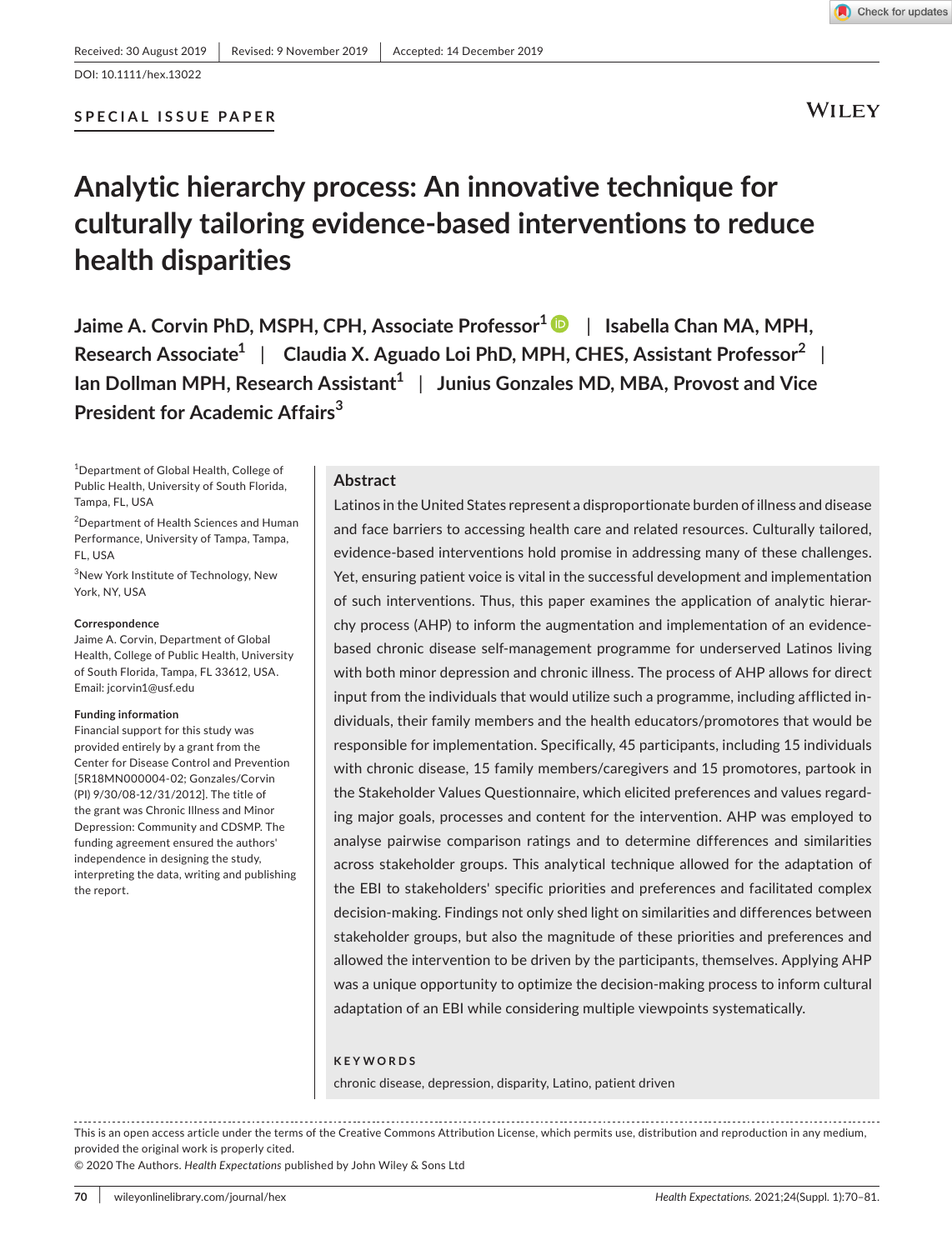Received: 30 August 2019 | Revised: 9 November 2019 | Accepted: 14 December 2019

DOI: 10.1111/hex.13022

SPECIAL ISSUE PAPER

# Analytic hierarchy process: An innovative technique for culturally tailoring evidence-based interventions to reduce health disparities

**Jaime A. Corvin PhD, MSPH, CPH, Associate Professor[1] | Isabella Chan MA, MPH, Research Associate[1] | Claudia X. Aguado Loi PhD, MPH, CHES, Assistant Professor[2] | Ian Dollman MPH, Research Assistant[1] | Junius Gonzales MD, MBA, Provost and Vice President for Academic Affairs[3]**

[1]Department of Global Health, College of Public Health, University of South Florida, Tampa, FL, USA

[2]Department of Health Sciences and Human Performance, University of Tampa, Tampa, FL, USA

[3]New York Institute of Technology, New York, NY, USA

**Correspondence**
Jaime A. Corvin, Department of Global Health, College of Public Health, University of South Florida, Tampa, FL 33612, USA.
Email: jcorvin1@usf.edu

**Funding information**
Financial support for this study was provided entirely by a grant from the Center for Disease Control and Prevention [5R18MN000004-02; Gonzales/Corvin (PI) 9/30/08-12/31/2012]. The title of the grant was Chronic Illness and Minor Depression: Community and CDSMP. The funding agreement ensured the authors' independence in designing the study, interpreting the data, writing and publishing the report.

## Abstract

Latinos in the United States represent a disproportionate burden of illness and disease and face barriers to accessing health care and related resources. Culturally tailored, evidence-based interventions hold promise in addressing many of these challenges. Yet, ensuring patient voice is vital in the successful development and implementation of such interventions. Thus, this paper examines the application of analytic hierarchy process (AHP) to inform the augmentation and implementation of an evidence-based chronic disease self-management programme for underserved Latinos living with both minor depression and chronic illness. The process of AHP allows for direct input from the individuals that would utilize such a programme, including afflicted individuals, their family members and the health educators/promotores that would be responsible for implementation. Specifically, 45 participants, including 15 individuals with chronic disease, 15 family members/caregivers and 15 promotores, partook in the Stakeholder Values Questionnaire, which elicited preferences and values regarding major goals, processes and content for the intervention. AHP was employed to analyse pairwise comparison ratings and to determine differences and similarities across stakeholder groups. This analytical technique allowed for the adaptation of the EBI to stakeholders' specific priorities and preferences and facilitated complex decision-making. Findings not only shed light on similarities and differences between stakeholder groups, but also the magnitude of these priorities and preferences and allowed the intervention to be driven by the participants, themselves. Applying AHP was a unique opportunity to optimize the decision-making process to inform cultural adaptation of an EBI while considering multiple viewpoints systematically.

**KEYWORDS**

chronic disease, depression, disparity, Latino, patient driven

This is an open access article under the terms of the Creative Commons Attribution License, which permits use, distribution and reproduction in any medium, provided the original work is properly cited.
© 2020 The Authors. *Health Expectations* published by John Wiley & Sons Ltd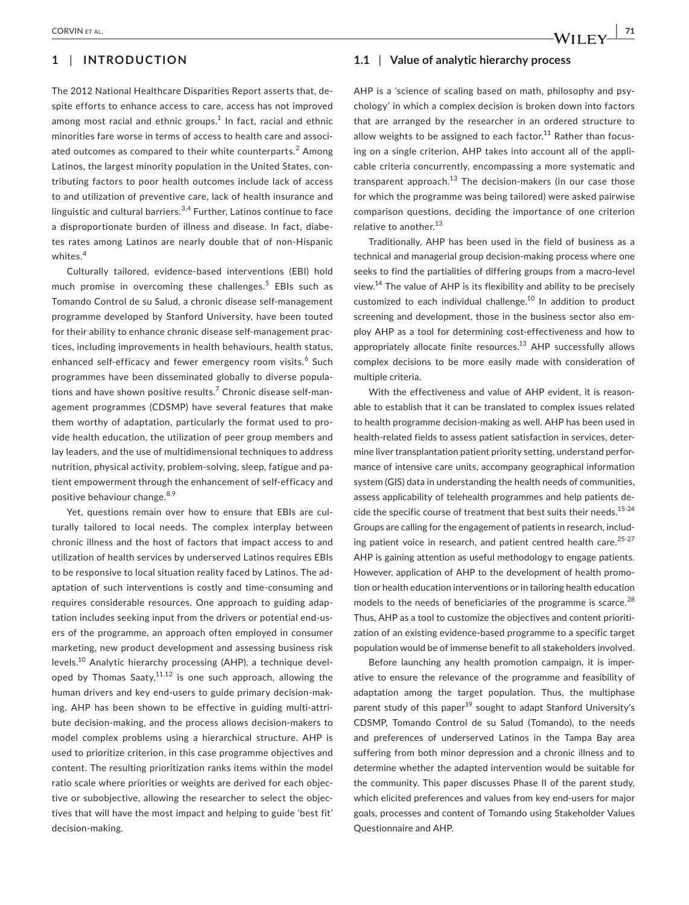## 1 | INTRODUCTION

The 2012 National Healthcare Disparities Report asserts that, despite efforts to enhance access to care, access has not improved among most racial and ethnic groups.[1] In fact, racial and ethnic minorities fare worse in terms of access to health care and associated outcomes as compared to their white counterparts.[2] Among Latinos, the largest minority population in the United States, contributing factors to poor health outcomes include lack of access to and utilization of preventive care, lack of health insurance and linguistic and cultural barriers.[3,4] Further, Latinos continue to face a disproportionate burden of illness and disease. In fact, diabetes rates among Latinos are nearly double that of non-Hispanic whites.[4]

Culturally tailored, evidence-based interventions (EBI) hold much promise in overcoming these challenges.[5] EBIs such as Tomando Control de su Salud, a chronic disease self-management programme developed by Stanford University, have been touted for their ability to enhance chronic disease self-management practices, including improvements in health behaviours, health status, enhanced self-efficacy and fewer emergency room visits.[6] Such programmes have been disseminated globally to diverse populations and have shown positive results.[7] Chronic disease self-management programmes (CDSMP) have several features that make them worthy of adaptation, particularly the format used to provide health education, the utilization of peer group members and lay leaders, and the use of multidimensional techniques to address nutrition, physical activity, problem-solving, sleep, fatigue and patient empowerment through the enhancement of self-efficacy and positive behaviour change.[8,9]

Yet, questions remain over how to ensure that EBIs are culturally tailored to local needs. The complex interplay between chronic illness and the host of factors that impact access to and utilization of health services by underserved Latinos requires EBIs to be responsive to local situation reality faced by Latinos. The adaptation of such interventions is costly and time-consuming and requires considerable resources. One approach to guiding adaptation includes seeking input from the drivers or potential end-users of the programme, an approach often employed in consumer marketing, new product development and assessing business risk levels.[10] Analytic hierarchy processing (AHP), a technique developed by Thomas Saaty,[11,12] is one such approach, allowing the human drivers and key end-users to guide primary decision-making. AHP has been shown to be effective in guiding multi-attribute decision-making, and the process allows decision-makers to model complex problems using a hierarchical structure. AHP is used to prioritize criterion, in this case programme objectives and content. The resulting prioritization ranks items within the model ratio scale where priorities or weights are derived for each objective or subobjective, allowing the researcher to select the objectives that will have the most impact and helping to guide 'best fit' decision-making.

### 1.1 | Value of analytic hierarchy process

AHP is a 'science of scaling based on math, philosophy and psychology' in which a complex decision is broken down into factors that are arranged by the researcher in an ordered structure to allow weights to be assigned to each factor.[11] Rather than focusing on a single criterion, AHP takes into account all of the applicable criteria concurrently, encompassing a more systematic and transparent approach.[13] The decision-makers (in our case those for which the programme was being tailored) were asked pairwise comparison questions, deciding the importance of one criterion relative to another.[13]

Traditionally, AHP has been used in the field of business as a technical and managerial group decision-making process where one seeks to find the partialities of differing groups from a macro-level view.[14] The value of AHP is its flexibility and ability to be precisely customized to each individual challenge.[10] In addition to product screening and development, those in the business sector also employ AHP as a tool for determining cost-effectiveness and how to appropriately allocate finite resources.[13] AHP successfully allows complex decisions to be more easily made with consideration of multiple criteria.

With the effectiveness and value of AHP evident, it is reasonable to establish that it can be translated to complex issues related to health programme decision-making as well. AHP has been used in health-related fields to assess patient satisfaction in services, determine liver transplantation patient priority setting, understand performance of intensive care units, accompany geographical information system (GIS) data in understanding the health needs of communities, assess applicability of telehealth programmes and help patients decide the specific course of treatment that best suits their needs.[15-24] Groups are calling for the engagement of patients in research, including patient voice in research, and patient centred health care.[25-27] AHP is gaining attention as useful methodology to engage patients. However, application of AHP to the development of health promotion or health education interventions or in tailoring health education models to the needs of beneficiaries of the programme is scarce.[28] Thus, AHP as a tool to customize the objectives and content prioritization of an existing evidence-based programme to a specific target population would be of immense benefit to all stakeholders involved.

Before launching any health promotion campaign, it is imperative to ensure the relevance of the programme and feasibility of adaptation among the target population. Thus, the multiphase parent study of this paper[19] sought to adapt Stanford University's CDSMP, Tomando Control de su Salud (Tomando), to the needs and preferences of underserved Latinos in the Tampa Bay area suffering from both minor depression and a chronic illness and to determine whether the adapted intervention would be suitable for the community. This paper discusses Phase II of the parent study, which elicited preferences and values from key end-users for major goals, processes and content of Tomando using Stakeholder Values Questionnaire and AHP.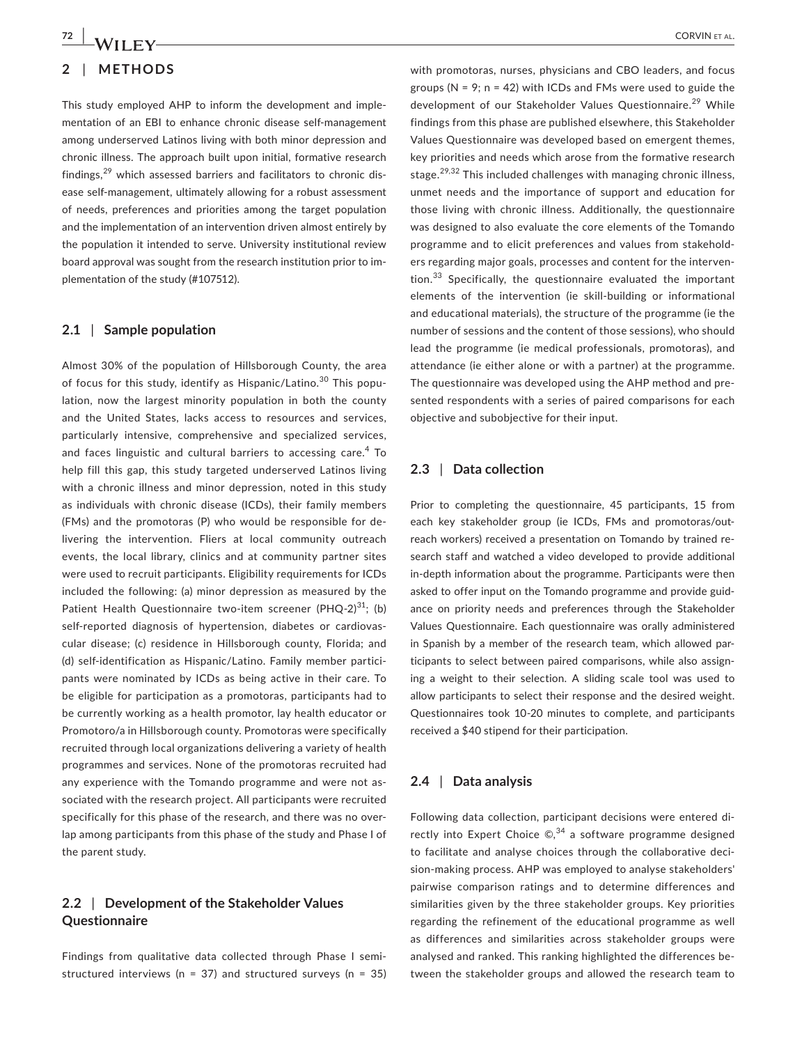## 2 | METHODS

This study employed AHP to inform the development and implementation of an EBI to enhance chronic disease self-management among underserved Latinos living with both minor depression and chronic illness. The approach built upon initial, formative research findings,[29] which assessed barriers and facilitators to chronic disease self-management, ultimately allowing for a robust assessment of needs, preferences and priorities among the target population and the implementation of an intervention driven almost entirely by the population it intended to serve. University institutional review board approval was sought from the research institution prior to implementation of the study (#107512).

### 2.1 | Sample population

Almost 30% of the population of Hillsborough County, the area of focus for this study, identify as Hispanic/Latino.[30] This population, now the largest minority population in both the county and the United States, lacks access to resources and services, particularly intensive, comprehensive and specialized services, and faces linguistic and cultural barriers to accessing care.[4] To help fill this gap, this study targeted underserved Latinos living with a chronic illness and minor depression, noted in this study as individuals with chronic disease (ICDs), their family members (FMs) and the promotoras (P) who would be responsible for delivering the intervention. Fliers at local community outreach events, the local library, clinics and at community partner sites were used to recruit participants. Eligibility requirements for ICDs included the following: (a) minor depression as measured by the Patient Health Questionnaire two-item screener (PHQ-2)[31]; (b) self-reported diagnosis of hypertension, diabetes or cardiovascular disease; (c) residence in Hillsborough county, Florida; and (d) self-identification as Hispanic/Latino. Family member participants were nominated by ICDs as being active in their care. To be eligible for participation as a promotoras, participants had to be currently working as a health promotor, lay health educator or Promotoro/a in Hillsborough county. Promotoras were specifically recruited through local organizations delivering a variety of health programmes and services. None of the promotoras recruited had any experience with the Tomando programme and were not associated with the research project. All participants were recruited specifically for this phase of the research, and there was no overlap among participants from this phase of the study and Phase I of the parent study.

### 2.2 | Development of the Stakeholder Values Questionnaire

Findings from qualitative data collected through Phase I semi-structured interviews (n = 37) and structured surveys (n = 35) with promotoras, nurses, physicians and CBO leaders, and focus groups (N = 9; n = 42) with ICDs and FMs were used to guide the development of our Stakeholder Values Questionnaire.[29] While findings from this phase are published elsewhere, this Stakeholder Values Questionnaire was developed based on emergent themes, key priorities and needs which arose from the formative research stage.[29,32] This included challenges with managing chronic illness, unmet needs and the importance of support and education for those living with chronic illness. Additionally, the questionnaire was designed to also evaluate the core elements of the Tomando programme and to elicit preferences and values from stakeholders regarding major goals, processes and content for the intervention.[33] Specifically, the questionnaire evaluated the important elements of the intervention (ie skill-building or informational and educational materials), the structure of the programme (ie the number of sessions and the content of those sessions), who should lead the programme (ie medical professionals, promotoras), and attendance (ie either alone or with a partner) at the programme. The questionnaire was developed using the AHP method and presented respondents with a series of paired comparisons for each objective and subobjective for their input.

### 2.3 | Data collection

Prior to completing the questionnaire, 45 participants, 15 from each key stakeholder group (ie ICDs, FMs and promotoras/outreach workers) received a presentation on Tomando by trained research staff and watched a video developed to provide additional in-depth information about the programme. Participants were then asked to offer input on the Tomando programme and provide guidance on priority needs and preferences through the Stakeholder Values Questionnaire. Each questionnaire was orally administered in Spanish by a member of the research team, which allowed participants to select between paired comparisons, while also assigning a weight to their selection. A sliding scale tool was used to allow participants to select their response and the desired weight. Questionnaires took 10-20 minutes to complete, and participants received a $40 stipend for their participation.

### 2.4 | Data analysis

Following data collection, participant decisions were entered directly into Expert Choice ©,[34] a software programme designed to facilitate and analyse choices through the collaborative decision-making process. AHP was employed to analyse stakeholders' pairwise comparison ratings and to determine differences and similarities given by the three stakeholder groups. Key priorities regarding the refinement of the educational programme as well as differences and similarities across stakeholder groups were analysed and ranked. This ranking highlighted the differences between the stakeholder groups and allowed the research team to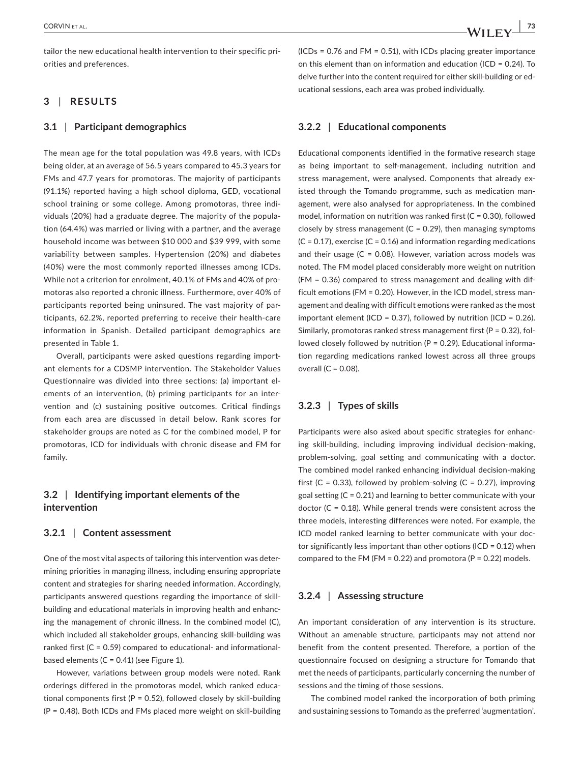tailor the new educational health intervention to their specific priorities and preferences.

## 3 | RESULTS

### 3.1 | Participant demographics

The mean age for the total population was 49.8 years, with ICDs being older, at an average of 56.5 years compared to 45.3 years for FMs and 47.7 years for promotoras. The majority of participants (91.1%) reported having a high school diploma, GED, vocational school training or some college. Among promotoras, three individuals (20%) had a graduate degree. The majority of the population (64.4%) was married or living with a partner, and the average household income was between $10 000 and $39 999, with some variability between samples. Hypertension (20%) and diabetes (40%) were the most commonly reported illnesses among ICDs. While not a criterion for enrolment, 40.1% of FMs and 40% of promotoras also reported a chronic illness. Furthermore, over 40% of participants reported being uninsured. The vast majority of participants, 62.2%, reported preferring to receive their health-care information in Spanish. Detailed participant demographics are presented in Table 1.

Overall, participants were asked questions regarding important elements for a CDSMP intervention. The Stakeholder Values Questionnaire was divided into three sections: (a) important elements of an intervention, (b) priming participants for an intervention and (c) sustaining positive outcomes. Critical findings from each area are discussed in detail below. Rank scores for stakeholder groups are noted as C for the combined model, P for promotoras, ICD for individuals with chronic disease and FM for family.

### 3.2 | Identifying important elements of the intervention

#### 3.2.1 | Content assessment

One of the most vital aspects of tailoring this intervention was determining priorities in managing illness, including ensuring appropriate content and strategies for sharing needed information. Accordingly, participants answered questions regarding the importance of skill-building and educational materials in improving health and enhancing the management of chronic illness. In the combined model (C), which included all stakeholder groups, enhancing skill-building was ranked first (C = 0.59) compared to educational- and informational-based elements (C = 0.41) (see Figure 1).

However, variations between group models were noted. Rank orderings differed in the promotoras model, which ranked educational components first (P = 0.52), followed closely by skill-building (P = 0.48). Both ICDs and FMs placed more weight on skill-building (ICDs = 0.76 and FM = 0.51), with ICDs placing greater importance on this element than on information and education (ICD = 0.24). To delve further into the content required for either skill-building or educational sessions, each area was probed individually.

#### 3.2.2 | Educational components

Educational components identified in the formative research stage as being important to self-management, including nutrition and stress management, were analysed. Components that already existed through the Tomando programme, such as medication management, were also analysed for appropriateness. In the combined model, information on nutrition was ranked first (C = 0.30), followed closely by stress management (C = 0.29), then managing symptoms (C = 0.17), exercise (C = 0.16) and information regarding medications and their usage (C = 0.08). However, variation across models was noted. The FM model placed considerably more weight on nutrition (FM = 0.36) compared to stress management and dealing with difficult emotions (FM = 0.20). However, in the ICD model, stress management and dealing with difficult emotions were ranked as the most important element (ICD = 0.37), followed by nutrition (ICD = 0.26). Similarly, promotoras ranked stress management first (P = 0.32), followed closely followed by nutrition (P = 0.29). Educational information regarding medications ranked lowest across all three groups overall (C = 0.08).

#### 3.2.3 | Types of skills

Participants were also asked about specific strategies for enhancing skill-building, including improving individual decision-making, problem-solving, goal setting and communicating with a doctor. The combined model ranked enhancing individual decision-making first (C = 0.33), followed by problem-solving (C = 0.27), improving goal setting (C = 0.21) and learning to better communicate with your doctor (C = 0.18). While general trends were consistent across the three models, interesting differences were noted. For example, the ICD model ranked learning to better communicate with your doctor significantly less important than other options (ICD = 0.12) when compared to the FM (FM = 0.22) and promotora (P = 0.22) models.

#### 3.2.4 | Assessing structure

An important consideration of any intervention is its structure. Without an amenable structure, participants may not attend nor benefit from the content presented. Therefore, a portion of the questionnaire focused on designing a structure for Tomando that met the needs of participants, particularly concerning the number of sessions and the timing of those sessions.

The combined model ranked the incorporation of both priming and sustaining sessions to Tomando as the preferred 'augmentation'.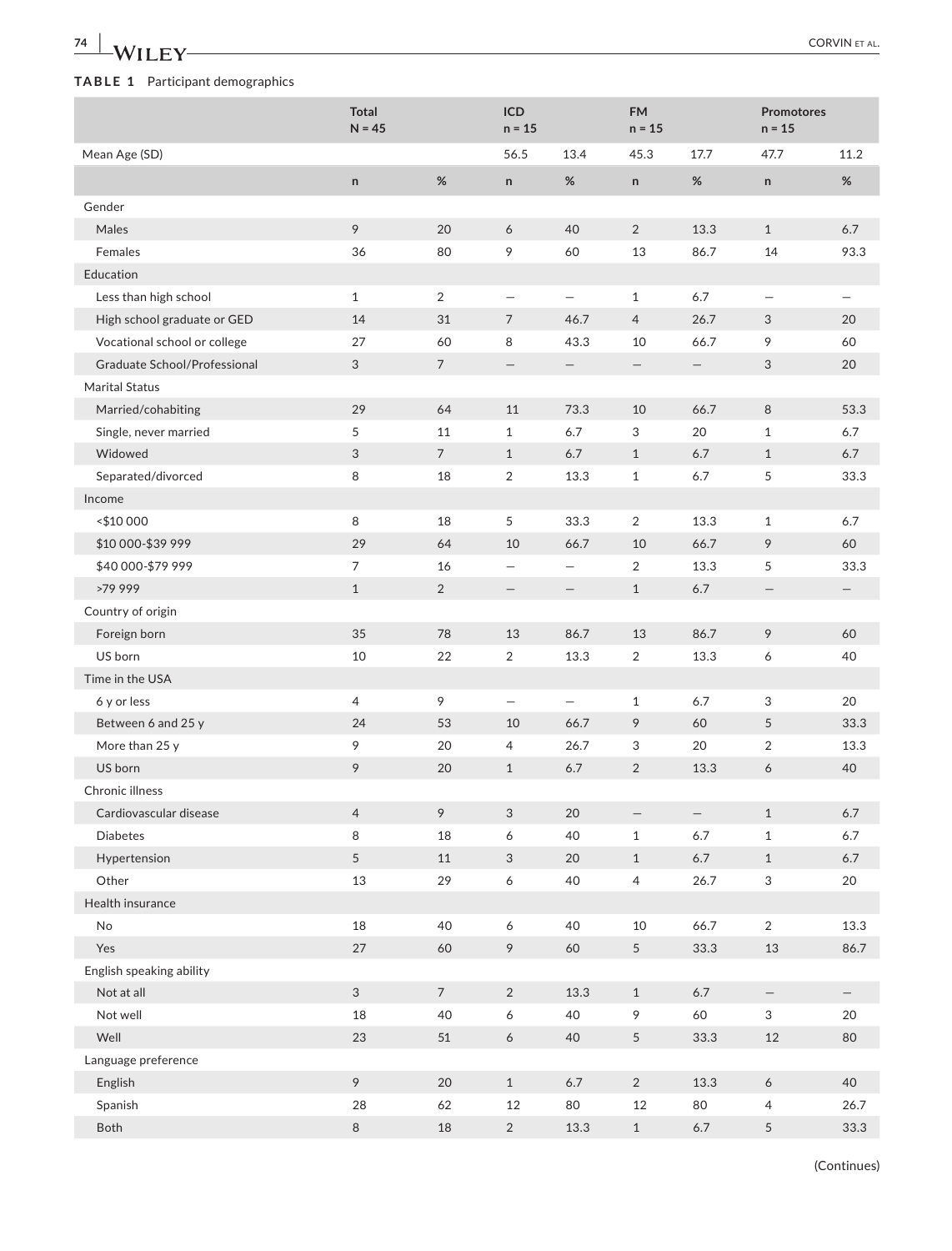**TABLE 1** Participant demographics

| | Total N = 45 | | ICD n = 15 | | FM n = 15 | | Promotores n = 15 | |
|---|---|---|---|---|---|---|---|---|
| Mean Age (SD) | | | 56.5 | 13.4 | 45.3 | 17.7 | 47.7 | 11.2 |
| | n | % | n | % | n | % | n | % |
| Gender | | | | | | | | |
| Males | 9 | 20 | 6 | 40 | 2 | 13.3 | 1 | 6.7 |
| Females | 36 | 80 | 9 | 60 | 13 | 86.7 | 14 | 93.3 |
| Education | | | | | | | | |
| Less than high school | 1 | 2 | — | — | 1 | 6.7 | — | — |
| High school graduate or GED | 14 | 31 | 7 | 46.7 | 4 | 26.7 | 3 | 20 |
| Vocational school or college | 27 | 60 | 8 | 43.3 | 10 | 66.7 | 9 | 60 |
| Graduate School/Professional | 3 | 7 | — | — | — | — | 3 | 20 |
| Marital Status | | | | | | | | |
| Married/cohabiting | 29 | 64 | 11 | 73.3 | 10 | 66.7 | 8 | 53.3 |
| Single, never married | 5 | 11 | 1 | 6.7 | 3 | 20 | 1 | 6.7 |
| Widowed | 3 | 7 | 1 | 6.7 | 1 | 6.7 | 1 | 6.7 |
| Separated/divorced | 8 | 18 | 2 | 13.3 | 1 | 6.7 | 5 | 33.3 |
| Income | | | | | | | | |
| <$10 000 | 8 | 18 | 5 | 33.3 | 2 | 13.3 | 1 | 6.7 |
| $10 000-$39 999 | 29 | 64 | 10 | 66.7 | 10 | 66.7 | 9 | 60 |
| $40 000-$79 999 | 7 | 16 | — | — | 2 | 13.3 | 5 | 33.3 |
| >79 999 | 1 | 2 | — | — | 1 | 6.7 | — | — |
| Country of origin | | | | | | | | |
| Foreign born | 35 | 78 | 13 | 86.7 | 13 | 86.7 | 9 | 60 |
| US born | 10 | 22 | 2 | 13.3 | 2 | 13.3 | 6 | 40 |
| Time in the USA | | | | | | | | |
| 6 y or less | 4 | 9 | — | — | 1 | 6.7 | 3 | 20 |
| Between 6 and 25 y | 24 | 53 | 10 | 66.7 | 9 | 60 | 5 | 33.3 |
| More than 25 y | 9 | 20 | 4 | 26.7 | 3 | 20 | 2 | 13.3 |
| US born | 9 | 20 | 1 | 6.7 | 2 | 13.3 | 6 | 40 |
| Chronic illness | | | | | | | | |
| Cardiovascular disease | 4 | 9 | 3 | 20 | — | — | 1 | 6.7 |
| Diabetes | 8 | 18 | 6 | 40 | 1 | 6.7 | 1 | 6.7 |
| Hypertension | 5 | 11 | 3 | 20 | 1 | 6.7 | 1 | 6.7 |
| Other | 13 | 29 | 6 | 40 | 4 | 26.7 | 3 | 20 |
| Health insurance | | | | | | | | |
| No | 18 | 40 | 6 | 40 | 10 | 66.7 | 2 | 13.3 |
| Yes | 27 | 60 | 9 | 60 | 5 | 33.3 | 13 | 86.7 |
| English speaking ability | | | | | | | | |
| Not at all | 3 | 7 | 2 | 13.3 | 1 | 6.7 | — | — |
| Not well | 18 | 40 | 6 | 40 | 9 | 60 | 3 | 20 |
| Well | 23 | 51 | 6 | 40 | 5 | 33.3 | 12 | 80 |
| Language preference | | | | | | | | |
| English | 9 | 20 | 1 | 6.7 | 2 | 13.3 | 6 | 40 |
| Spanish | 28 | 62 | 12 | 80 | 12 | 80 | 4 | 26.7 |
| Both | 8 | 18 | 2 | 13.3 | 1 | 6.7 | 5 | 33.3 |

(Continues)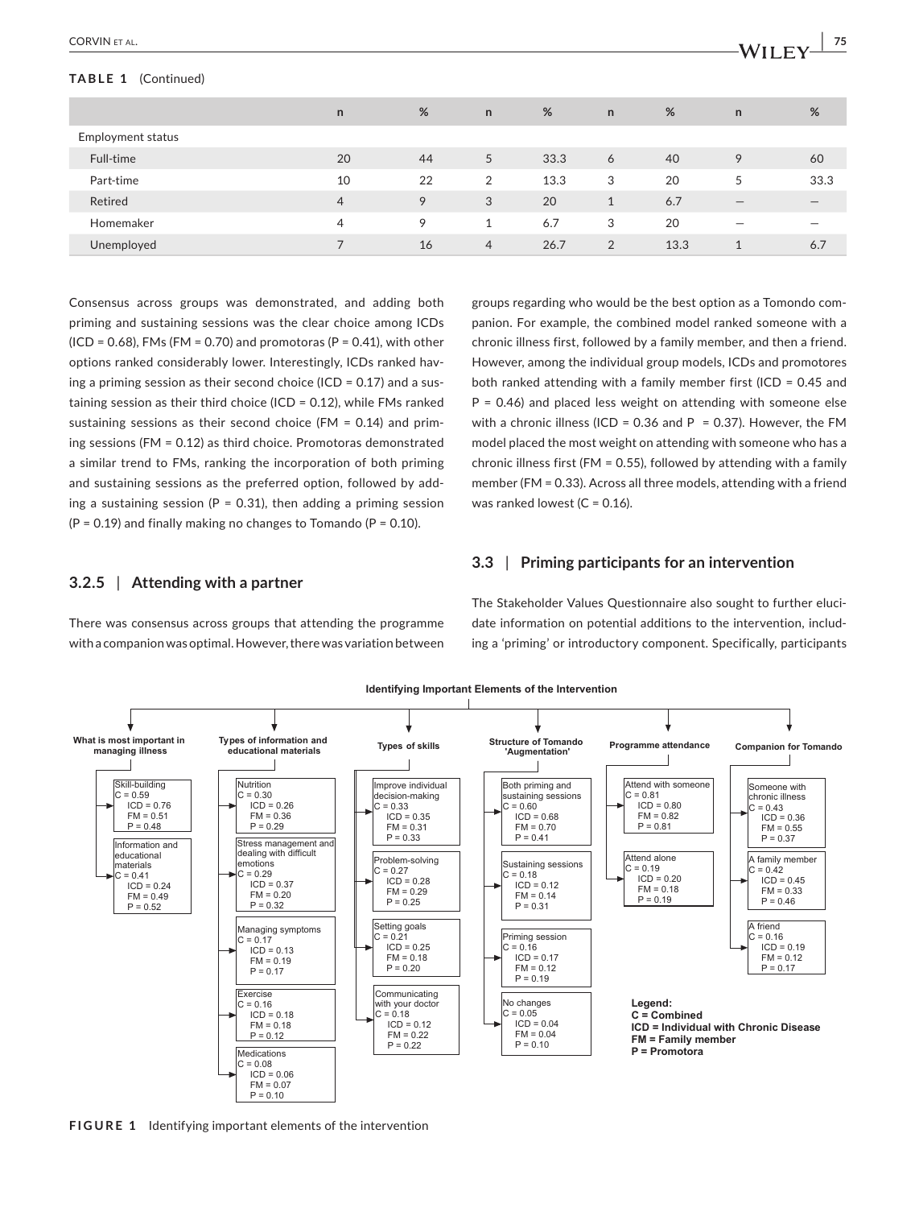**TABLE 1** (Continued)

| | n | % | n | % | n | % | n | % |
|---|---|---|---|---|---|---|---|---|
| Employment status | | | | | | | | |
| Full-time | 20 | 44 | 5 | 33.3 | 6 | 40 | 9 | 60 |
| Part-time | 10 | 22 | 2 | 13.3 | 3 | 20 | 5 | 33.3 |
| Retired | 4 | 9 | 3 | 20 | 1 | 6.7 | — | — |
| Homemaker | 4 | 9 | 1 | 6.7 | 3 | 20 | — | — |
| Unemployed | 7 | 16 | 4 | 26.7 | 2 | 13.3 | 1 | 6.7 |

Consensus across groups was demonstrated, and adding both priming and sustaining sessions was the clear choice among ICDs (ICD = 0.68), FMs (FM = 0.70) and promotoras (P = 0.41), with other options ranked considerably lower. Interestingly, ICDs ranked having a priming session as their second choice (ICD = 0.17) and a sustaining session as their third choice (ICD = 0.12), while FMs ranked sustaining sessions as their second choice (FM = 0.14) and priming sessions (FM = 0.12) as third choice. Promotoras demonstrated a similar trend to FMs, ranking the incorporation of both priming and sustaining sessions as the preferred option, followed by adding a sustaining session (P = 0.31), then adding a priming session (P = 0.19) and finally making no changes to Tomando (P = 0.10).

### 3.2.5 | Attending with a partner

There was consensus across groups that attending the programme with a companion was optimal. However, there was variation between groups regarding who would be the best option as a Tomondo companion. For example, the combined model ranked someone with a chronic illness first, followed by a family member, and then a friend. However, among the individual group models, ICDs and promotores both ranked attending with a family member first (ICD = 0.45 and P = 0.46) and placed less weight on attending with someone else with a chronic illness (ICD = 0.36 and P = 0.37). However, the FM model placed the most weight on attending with someone who has a chronic illness first (FM = 0.55), followed by attending with a family member (FM = 0.33). Across all three models, attending with a friend was ranked lowest (C = 0.16).

### 3.3 | Priming participants for an intervention

The Stakeholder Values Questionnaire also sought to further elucidate information on potential additions to the intervention, including a 'priming' or introductory component. Specifically, participants

**Identifying Important Elements of the Intervention**

- **What is most important in managing illness**
  - Skill-building: C = 0.59; ICD = 0.76; FM = 0.51; P = 0.48
  - Information and educational materials: C = 0.41; ICD = 0.24; FM = 0.49; P = 0.52
- **Types of information and educational materials**
  - Nutrition: C = 0.30; ICD = 0.26; FM = 0.36; P = 0.29
  - Stress management and dealing with difficult emotions: C = 0.29; ICD = 0.37; FM = 0.20; P = 0.32
  - Managing symptoms: C = 0.17; ICD = 0.13; FM = 0.19; P = 0.17
  - Exercise: C = 0.16; ICD = 0.18; FM = 0.18; P = 0.12
  - Medications: C = 0.08; ICD = 0.06; FM = 0.07; P = 0.10
- **Types of skills**
  - Improve individual decision-making: C = 0.33; ICD = 0.35; FM = 0.31; P = 0.33
  - Problem-solving: C = 0.27; ICD = 0.28; FM = 0.29; P = 0.25
  - Setting goals: C = 0.21; ICD = 0.25; FM = 0.18; P = 0.20
  - Communicating with your doctor: C = 0.18; ICD = 0.12; FM = 0.22; P = 0.22
- **Structure of Tomando 'Augmentation'**
  - Both priming and sustaining sessions: C = 0.60; ICD = 0.68; FM = 0.70; P = 0.41
  - Sustaining sessions: C = 0.18; ICD = 0.12; FM = 0.14; P = 0.31
  - Priming session: C = 0.16; ICD = 0.17; FM = 0.12; P = 0.19
  - No changes: C = 0.05; ICD = 0.04; FM = 0.04; P = 0.10
- **Programme attendance**
  - Attend with someone: C = 0.81; ICD = 0.80; FM = 0.82; P = 0.81
  - Attend alone: C = 0.19; ICD = 0.20; FM = 0.18; P = 0.19
- **Companion for Tomando**
  - Someone with chronic illness: C = 0.43; ICD = 0.36; FM = 0.55; P = 0.37
  - A family member: C = 0.42; ICD = 0.45; FM = 0.33; P = 0.46
  - A friend: C = 0.16; ICD = 0.19; FM = 0.12; P = 0.17

**Legend:**
**C = Combined**
**ICD = Individual with Chronic Disease**
**FM = Family member**
**P = Promotora**

**FIGURE 1** Identifying important elements of the intervention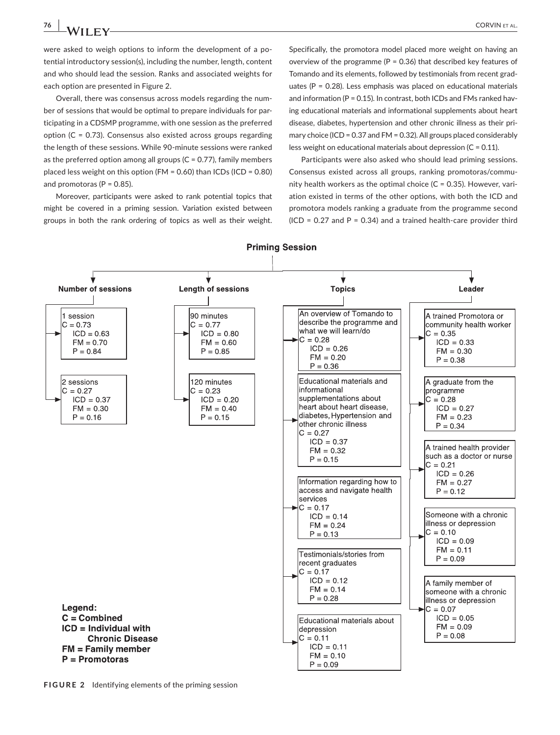were asked to weigh options to inform the development of a potential introductory session(s), including the number, length, content and who should lead the session. Ranks and associated weights for each option are presented in Figure 2.

Overall, there was consensus across models regarding the number of sessions that would be optimal to prepare individuals for participating in a CDSMP programme, with one session as the preferred option (C = 0.73). Consensus also existed across groups regarding the length of these sessions. While 90-minute sessions were ranked as the preferred option among all groups (C = 0.77), family members placed less weight on this option (FM = 0.60) than ICDs (ICD = 0.80) and promotoras (P = 0.85).

Moreover, participants were asked to rank potential topics that might be covered in a priming session. Variation existed between groups in both the rank ordering of topics as well as their weight. Specifically, the promotora model placed more weight on having an overview of the programme (P = 0.36) that described key features of Tomando and its elements, followed by testimonials from recent graduates (P = 0.28). Less emphasis was placed on educational materials and information (P = 0.15). In contrast, both ICDs and FMs ranked having educational materials and informational supplements about heart disease, diabetes, hypertension and other chronic illness as their primary choice (ICD = 0.37 and FM = 0.32). All groups placed considerably less weight on educational materials about depression (C = 0.11).

Participants were also asked who should lead priming sessions. Consensus existed across all groups, ranking promotoras/community health workers as the optimal choice (C = 0.35). However, variation existed in terms of the other options, with both the ICD and promotora models ranking a graduate from the programme second (ICD = 0.27 and P = 0.34) and a trained health-care provider third

**Priming Session**

| Element | Option | C | ICD | FM | P |
|---|---|---|---|---|---|
| Number of sessions | 1 session | 0.73 | 0.63 | 0.70 | 0.84 |
| | 2 sessions | 0.27 | 0.37 | 0.30 | 0.16 |
| Length of sessions | 90 minutes | 0.77 | 0.80 | 0.60 | 0.85 |
| | 120 minutes | 0.23 | 0.20 | 0.40 | 0.15 |
| Topics | An overview of Tomando to describe the programme and what we will learn/do | 0.28 | 0.26 | 0.20 | 0.36 |
| | Educational materials and informational supplementations about heart about heart disease, diabetes, Hypertension and other chronic illness | 0.27 | 0.37 | 0.32 | 0.15 |
| | Information regarding how to access and navigate health services | 0.17 | 0.14 | 0.24 | 0.13 |
| | Testimonials/stories from recent graduates | 0.17 | 0.12 | 0.14 | 0.28 |
| | Educational materials about depression | 0.11 | 0.11 | 0.10 | 0.09 |
| Leader | A trained Promotora or community health worker | 0.35 | 0.33 | 0.30 | 0.38 |
| | A graduate from the programme | 0.28 | 0.27 | 0.23 | 0.34 |
| | A trained health provider such as a doctor or nurse | 0.21 | 0.26 | 0.27 | 0.12 |
| | Someone with a chronic illness or depression | 0.10 | 0.09 | 0.11 | 0.09 |
| | A family member of someone with a chronic illness or depression | 0.07 | 0.05 | 0.09 | 0.08 |

**Legend:**
**C = Combined**
**ICD = Individual with Chronic Disease**
**FM = Family member**
**P = Promotoras**

**FIGURE 2** Identifying elements of the priming session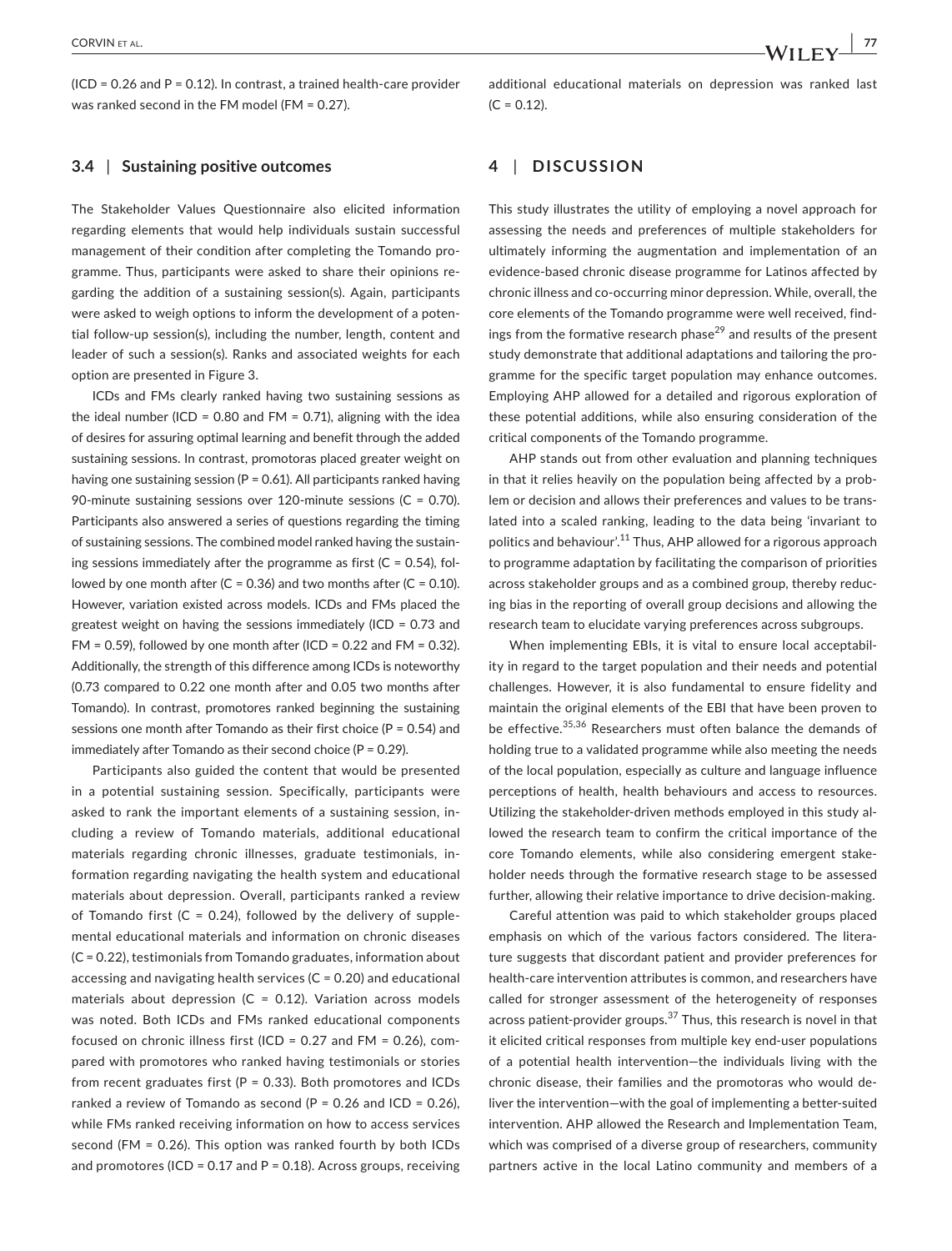(ICD = 0.26 and P = 0.12). In contrast, a trained health-care provider was ranked second in the FM model (FM = 0.27).

### 3.4 | Sustaining positive outcomes

The Stakeholder Values Questionnaire also elicited information regarding elements that would help individuals sustain successful management of their condition after completing the Tomando programme. Thus, participants were asked to share their opinions regarding the addition of a sustaining session(s). Again, participants were asked to weigh options to inform the development of a potential follow-up session(s), including the number, length, content and leader of such a session(s). Ranks and associated weights for each option are presented in Figure 3.

ICDs and FMs clearly ranked having two sustaining sessions as the ideal number (ICD = 0.80 and FM = 0.71), aligning with the idea of desires for assuring optimal learning and benefit through the added sustaining sessions. In contrast, promotoras placed greater weight on having one sustaining session (P = 0.61). All participants ranked having 90-minute sustaining sessions over 120-minute sessions (C = 0.70). Participants also answered a series of questions regarding the timing of sustaining sessions. The combined model ranked having the sustaining sessions immediately after the programme as first (C = 0.54), followed by one month after (C = 0.36) and two months after (C = 0.10). However, variation existed across models. ICDs and FMs placed the greatest weight on having the sessions immediately (ICD = 0.73 and FM = 0.59), followed by one month after (ICD = 0.22 and FM = 0.32). Additionally, the strength of this difference among ICDs is noteworthy (0.73 compared to 0.22 one month after and 0.05 two months after Tomando). In contrast, promotores ranked beginning the sustaining sessions one month after Tomando as their first choice (P = 0.54) and immediately after Tomando as their second choice (P = 0.29).

Participants also guided the content that would be presented in a potential sustaining session. Specifically, participants were asked to rank the important elements of a sustaining session, including a review of Tomando materials, additional educational materials regarding chronic illnesses, graduate testimonials, information regarding navigating the health system and educational materials about depression. Overall, participants ranked a review of Tomando first (C = 0.24), followed by the delivery of supplemental educational materials and information on chronic diseases (C = 0.22), testimonials from Tomando graduates, information about accessing and navigating health services (C = 0.20) and educational materials about depression (C = 0.12). Variation across models was noted. Both ICDs and FMs ranked educational components focused on chronic illness first (ICD = 0.27 and FM = 0.26), compared with promotores who ranked having testimonials or stories from recent graduates first (P = 0.33). Both promotores and ICDs ranked a review of Tomando as second (P = 0.26 and ICD = 0.26), while FMs ranked receiving information on how to access services second (FM = 0.26). This option was ranked fourth by both ICDs and promotores (ICD = 0.17 and P = 0.18). Across groups, receiving additional educational materials on depression was ranked last (C = 0.12).

## 4 | DISCUSSION

This study illustrates the utility of employing a novel approach for assessing the needs and preferences of multiple stakeholders for ultimately informing the augmentation and implementation of an evidence-based chronic disease programme for Latinos affected by chronic illness and co-occurring minor depression. While, overall, the core elements of the Tomando programme were well received, findings from the formative research phase[29] and results of the present study demonstrate that additional adaptations and tailoring the programme for the specific target population may enhance outcomes. Employing AHP allowed for a detailed and rigorous exploration of these potential additions, while also ensuring consideration of the critical components of the Tomando programme.

AHP stands out from other evaluation and planning techniques in that it relies heavily on the population being affected by a problem or decision and allows their preferences and values to be translated into a scaled ranking, leading to the data being 'invariant to politics and behaviour'.[11] Thus, AHP allowed for a rigorous approach to programme adaptation by facilitating the comparison of priorities across stakeholder groups and as a combined group, thereby reducing bias in the reporting of overall group decisions and allowing the research team to elucidate varying preferences across subgroups.

When implementing EBIs, it is vital to ensure local acceptability in regard to the target population and their needs and potential challenges. However, it is also fundamental to ensure fidelity and maintain the original elements of the EBI that have been proven to be effective.[35,36] Researchers must often balance the demands of holding true to a validated programme while also meeting the needs of the local population, especially as culture and language influence perceptions of health, health behaviours and access to resources. Utilizing the stakeholder-driven methods employed in this study allowed the research team to confirm the critical importance of the core Tomando elements, while also considering emergent stakeholder needs through the formative research stage to be assessed further, allowing their relative importance to drive decision-making.

Careful attention was paid to which stakeholder groups placed emphasis on which of the various factors considered. The literature suggests that discordant patient and provider preferences for health-care intervention attributes is common, and researchers have called for stronger assessment of the heterogeneity of responses across patient-provider groups.[37] Thus, this research is novel in that it elicited critical responses from multiple key end-user populations of a potential health intervention—the individuals living with the chronic disease, their families and the promotoras who would deliver the intervention—with the goal of implementing a better-suited intervention. AHP allowed the Research and Implementation Team, which was comprised of a diverse group of researchers, community partners active in the local Latino community and members of a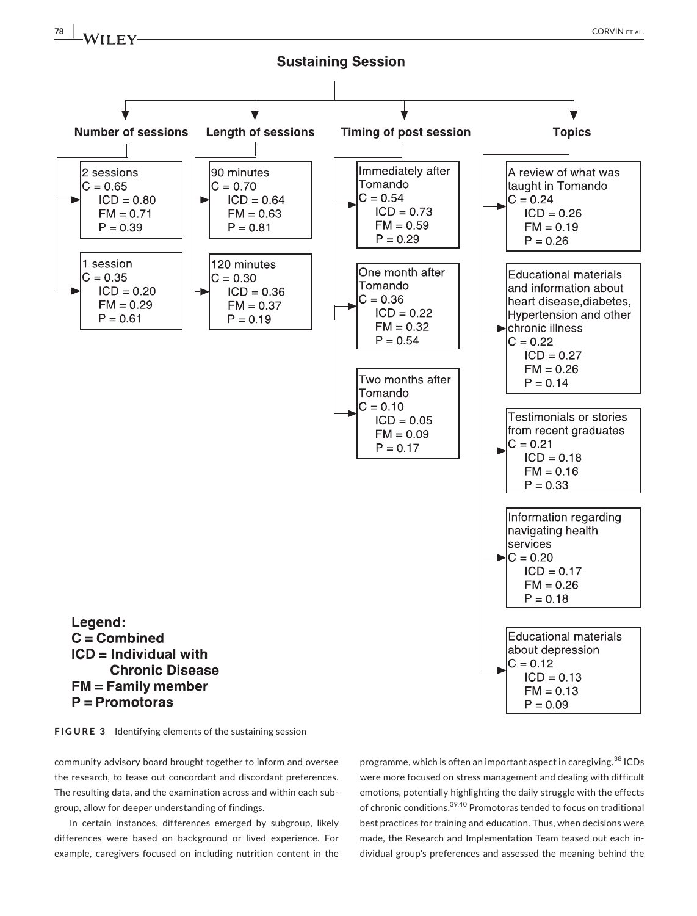**Sustaining Session**

**Number of sessions**

- 2 sessions
  C = 0.65
  ICD = 0.80
  FM = 0.71
  P = 0.39
- 1 session
  C = 0.35
  ICD = 0.20
  FM = 0.29
  P = 0.61

**Length of sessions**

- 90 minutes
  C = 0.70
  ICD = 0.64
  FM = 0.63
  P = 0.81
- 120 minutes
  C = 0.30
  ICD = 0.36
  FM = 0.37
  P = 0.19

**Timing of post session**

- Immediately after Tomando
  C = 0.54
  ICD = 0.73
  FM = 0.59
  P = 0.29
- One month after Tomando
  C = 0.36
  ICD = 0.22
  FM = 0.32
  P = 0.54
- Two months after Tomando
  C = 0.10
  ICD = 0.05
  FM = 0.09
  P = 0.17

**Topics**

- A review of what was taught in Tomando
  C = 0.24
  ICD = 0.26
  FM = 0.19
  P = 0.26
- Educational materials and information about heart disease,diabetes, Hypertension and other chronic illness
  C = 0.22
  ICD = 0.27
  FM = 0.26
  P = 0.14
- Testimonials or stories from recent graduates
  C = 0.21
  ICD = 0.18
  FM = 0.16
  P = 0.33
- Information regarding navigating health services
  C = 0.20
  ICD = 0.17
  FM = 0.26
  P = 0.18
- Educational materials about depression
  C = 0.12
  ICD = 0.13
  FM = 0.13
  P = 0.09

**Legend:**
**C = Combined**
**ICD = Individual with Chronic Disease**
**FM = Family member**
**P = Promotoras**

**FIGURE 3** Identifying elements of the sustaining session

community advisory board brought together to inform and oversee the research, to tease out concordant and discordant preferences. The resulting data, and the examination across and within each subgroup, allow for deeper understanding of findings.

In certain instances, differences emerged by subgroup, likely differences were based on background or lived experience. For example, caregivers focused on including nutrition content in the programme, which is often an important aspect in caregiving.[38] ICDs were more focused on stress management and dealing with difficult emotions, potentially highlighting the daily struggle with the effects of chronic conditions.[39,40] Promotoras tended to focus on traditional best practices for training and education. Thus, when decisions were made, the Research and Implementation Team teased out each individual group's preferences and assessed the meaning behind the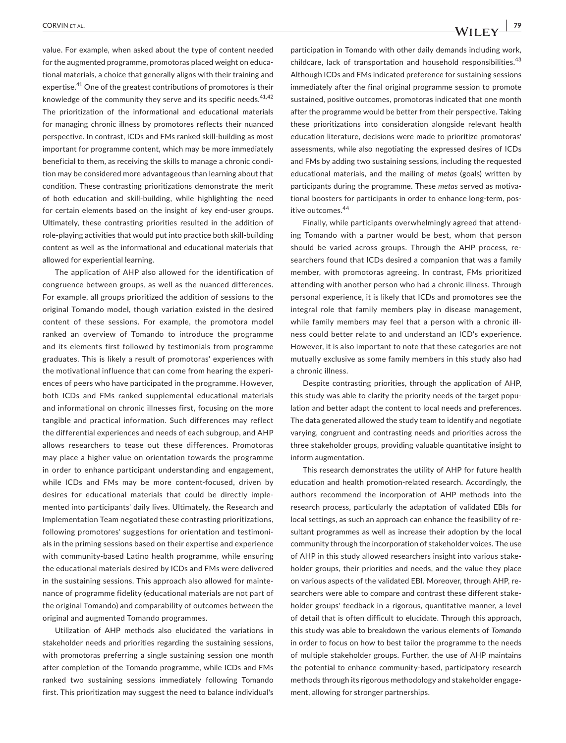value. For example, when asked about the type of content needed for the augmented programme, promotoras placed weight on educational materials, a choice that generally aligns with their training and expertise.[41] One of the greatest contributions of promotores is their knowledge of the community they serve and its specific needs.[41,42] The prioritization of the informational and educational materials for managing chronic illness by promotores reflects their nuanced perspective. In contrast, ICDs and FMs ranked skill-building as most important for programme content, which may be more immediately beneficial to them, as receiving the skills to manage a chronic condition may be considered more advantageous than learning about that condition. These contrasting prioritizations demonstrate the merit of both education and skill-building, while highlighting the need for certain elements based on the insight of key end-user groups. Ultimately, these contrasting priorities resulted in the addition of role-playing activities that would put into practice both skill-building content as well as the informational and educational materials that allowed for experiential learning.

The application of AHP also allowed for the identification of congruence between groups, as well as the nuanced differences. For example, all groups prioritized the addition of sessions to the original Tomando model, though variation existed in the desired content of these sessions. For example, the promotora model ranked an overview of Tomando to introduce the programme and its elements first followed by testimonials from programme graduates. This is likely a result of promotoras' experiences with the motivational influence that can come from hearing the experiences of peers who have participated in the programme. However, both ICDs and FMs ranked supplemental educational materials and informational on chronic illnesses first, focusing on the more tangible and practical information. Such differences may reflect the differential experiences and needs of each subgroup, and AHP allows researchers to tease out these differences. Promotoras may place a higher value on orientation towards the programme in order to enhance participant understanding and engagement, while ICDs and FMs may be more content-focused, driven by desires for educational materials that could be directly implemented into participants' daily lives. Ultimately, the Research and Implementation Team negotiated these contrasting prioritizations, following promotores' suggestions for orientation and testimonials in the priming sessions based on their expertise and experience with community-based Latino health programme, while ensuring the educational materials desired by ICDs and FMs were delivered in the sustaining sessions. This approach also allowed for maintenance of programme fidelity (educational materials are not part of the original Tomando) and comparability of outcomes between the original and augmented Tomando programmes.

Utilization of AHP methods also elucidated the variations in stakeholder needs and priorities regarding the sustaining sessions, with promotoras preferring a single sustaining session one month after completion of the Tomando programme, while ICDs and FMs ranked two sustaining sessions immediately following Tomando first. This prioritization may suggest the need to balance individual's participation in Tomando with other daily demands including work, childcare, lack of transportation and household responsibilities.[43] Although ICDs and FMs indicated preference for sustaining sessions immediately after the final original programme session to promote sustained, positive outcomes, promotoras indicated that one month after the programme would be better from their perspective. Taking these prioritizations into consideration alongside relevant health education literature, decisions were made to prioritize promotoras' assessments, while also negotiating the expressed desires of ICDs and FMs by adding two sustaining sessions, including the requested educational materials, and the mailing of *metas* (goals) written by participants during the programme. These *metas* served as motivational boosters for participants in order to enhance long-term, positive outcomes.[44]

Finally, while participants overwhelmingly agreed that attending Tomando with a partner would be best, whom that person should be varied across groups. Through the AHP process, researchers found that ICDs desired a companion that was a family member, with promotoras agreeing. In contrast, FMs prioritized attending with another person who had a chronic illness. Through personal experience, it is likely that ICDs and promotores see the integral role that family members play in disease management, while family members may feel that a person with a chronic illness could better relate to and understand an ICD's experience. However, it is also important to note that these categories are not mutually exclusive as some family members in this study also had a chronic illness.

Despite contrasting priorities, through the application of AHP, this study was able to clarify the priority needs of the target population and better adapt the content to local needs and preferences. The data generated allowed the study team to identify and negotiate varying, congruent and contrasting needs and priorities across the three stakeholder groups, providing valuable quantitative insight to inform augmentation.

This research demonstrates the utility of AHP for future health education and health promotion-related research. Accordingly, the authors recommend the incorporation of AHP methods into the research process, particularly the adaptation of validated EBIs for local settings, as such an approach can enhance the feasibility of resultant programmes as well as increase their adoption by the local community through the incorporation of stakeholder voices. The use of AHP in this study allowed researchers insight into various stakeholder groups, their priorities and needs, and the value they place on various aspects of the validated EBI. Moreover, through AHP, researchers were able to compare and contrast these different stakeholder groups' feedback in a rigorous, quantitative manner, a level of detail that is often difficult to elucidate. Through this approach, this study was able to breakdown the various elements of *Tomando* in order to focus on how to best tailor the programme to the needs of multiple stakeholder groups. Further, the use of AHP maintains the potential to enhance community-based, participatory research methods through its rigorous methodology and stakeholder engagement, allowing for stronger partnerships.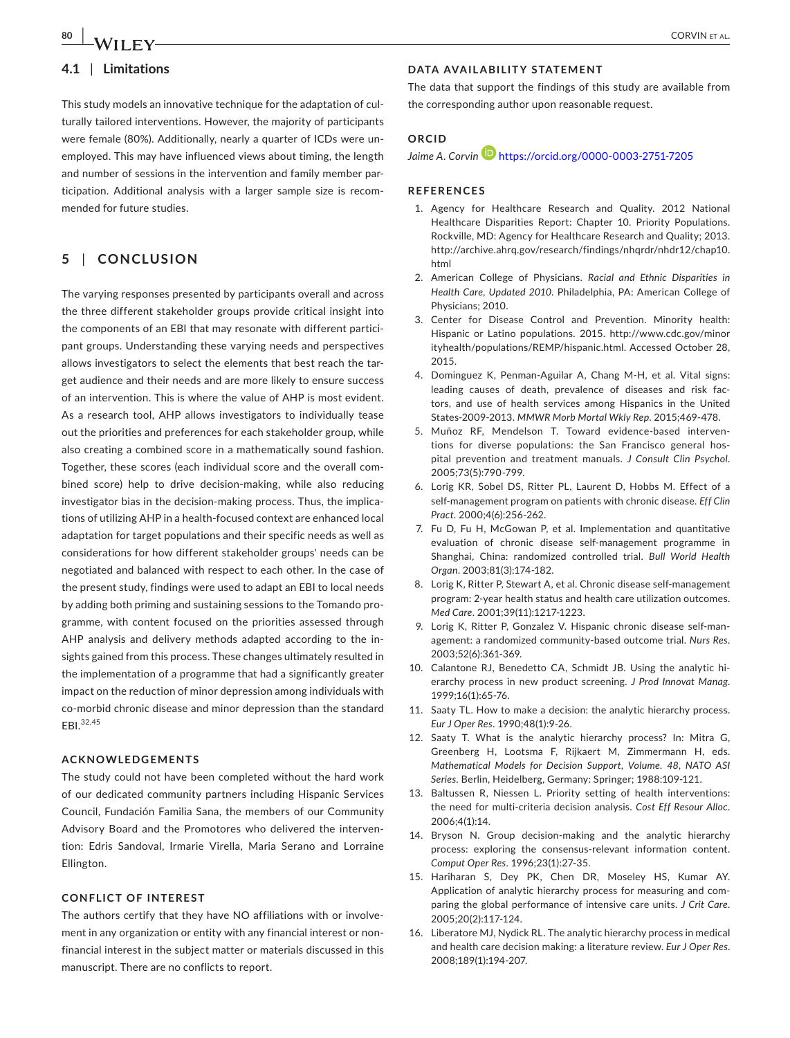## 4.1 | Limitations

This study models an innovative technique for the adaptation of culturally tailored interventions. However, the majority of participants were female (80%). Additionally, nearly a quarter of ICDs were unemployed. This may have influenced views about timing, the length and number of sessions in the intervention and family member participation. Additional analysis with a larger sample size is recommended for future studies.

# 5 | CONCLUSION

The varying responses presented by participants overall and across the three different stakeholder groups provide critical insight into the components of an EBI that may resonate with different participant groups. Understanding these varying needs and perspectives allows investigators to select the elements that best reach the target audience and their needs and are more likely to ensure success of an intervention. This is where the value of AHP is most evident. As a research tool, AHP allows investigators to individually tease out the priorities and preferences for each stakeholder group, while also creating a combined score in a mathematically sound fashion. Together, these scores (each individual score and the overall combined score) help to drive decision-making, while also reducing investigator bias in the decision-making process. Thus, the implications of utilizing AHP in a health-focused context are enhanced local adaptation for target populations and their specific needs as well as considerations for how different stakeholder groups' needs can be negotiated and balanced with respect to each other. In the case of the present study, findings were used to adapt an EBI to local needs by adding both priming and sustaining sessions to the Tomando programme, with content focused on the priorities assessed through AHP analysis and delivery methods adapted according to the insights gained from this process. These changes ultimately resulted in the implementation of a programme that had a significantly greater impact on the reduction of minor depression among individuals with co-morbid chronic disease and minor depression than the standard EBI.[32,45]

### ACKNOWLEDGEMENTS

The study could not have been completed without the hard work of our dedicated community partners including Hispanic Services Council, Fundación Familia Sana, the members of our Community Advisory Board and the Promotores who delivered the intervention: Edris Sandoval, Irmarie Virella, Maria Serano and Lorraine Ellington.

### CONFLICT OF INTEREST

The authors certify that they have NO affiliations with or involvement in any organization or entity with any financial interest or non-financial interest in the subject matter or materials discussed in this manuscript. There are no conflicts to report.

### DATA AVAILABILITY STATEMENT

The data that support the findings of this study are available from the corresponding author upon reasonable request.

### ORCID

*Jaime A. Corvin* https://orcid.org/0000-0003-2751-7205

### REFERENCES

1. Agency for Healthcare Research and Quality. 2012 National Healthcare Disparities Report: Chapter 10. Priority Populations. Rockville, MD: Agency for Healthcare Research and Quality; 2013. http://archive.ahrq.gov/research/findings/nhqrdr/nhdr12/chap10.html
2. American College of Physicians. *Racial and Ethnic Disparities in Health Care, Updated 2010*. Philadelphia, PA: American College of Physicians; 2010.
3. Center for Disease Control and Prevention. Minority health: Hispanic or Latino populations. 2015. http://www.cdc.gov/minorityhealth/populations/REMP/hispanic.html. Accessed October 28, 2015.
4. Dominguez K, Penman-Aguilar A, Chang M-H, et al. Vital signs: leading causes of death, prevalence of diseases and risk factors, and use of health services among Hispanics in the United States-2009-2013. *MMWR Morb Mortal Wkly Rep*. 2015;469-478.
5. Muñoz RF, Mendelson T. Toward evidence-based interventions for diverse populations: the San Francisco general hospital prevention and treatment manuals. *J Consult Clin Psychol*. 2005;73(5):790-799.
6. Lorig KR, Sobel DS, Ritter PL, Laurent D, Hobbs M. Effect of a self-management program on patients with chronic disease. *Eff Clin Pract*. 2000;4(6):256-262.
7. Fu D, Fu H, McGowan P, et al. Implementation and quantitative evaluation of chronic disease self-management programme in Shanghai, China: randomized controlled trial. *Bull World Health Organ*. 2003;81(3):174-182.
8. Lorig K, Ritter P, Stewart A, et al. Chronic disease self-management program: 2-year health status and health care utilization outcomes. *Med Care*. 2001;39(11):1217-1223.
9. Lorig K, Ritter P, Gonzalez V. Hispanic chronic disease self-management: a randomized community-based outcome trial. *Nurs Res*. 2003;52(6):361-369.
10. Calantone RJ, Benedetto CA, Schmidt JB. Using the analytic hierarchy process in new product screening. *J Prod Innovat Manag*. 1999;16(1):65-76.
11. Saaty TL. How to make a decision: the analytic hierarchy process. *Eur J Oper Res*. 1990;48(1):9-26.
12. Saaty T. What is the analytic hierarchy process? In: Mitra G, Greenberg H, Lootsma F, Rijkaert M, Zimmermann H, eds. *Mathematical Models for Decision Support, Volume. 48, NATO ASI Series*. Berlin, Heidelberg, Germany: Springer; 1988:109-121.
13. Baltussen R, Niessen L. Priority setting of health interventions: the need for multi-criteria decision analysis. *Cost Eff Resour Alloc*. 2006;4(1):14.
14. Bryson N. Group decision-making and the analytic hierarchy process: exploring the consensus-relevant information content. *Comput Oper Res*. 1996;23(1):27-35.
15. Hariharan S, Dey PK, Chen DR, Moseley HS, Kumar AY. Application of analytic hierarchy process for measuring and comparing the global performance of intensive care units. *J Crit Care*. 2005;20(2):117-124.
16. Liberatore MJ, Nydick RL. The analytic hierarchy process in medical and health care decision making: a literature review. *Eur J Oper Res*. 2008;189(1):194-207.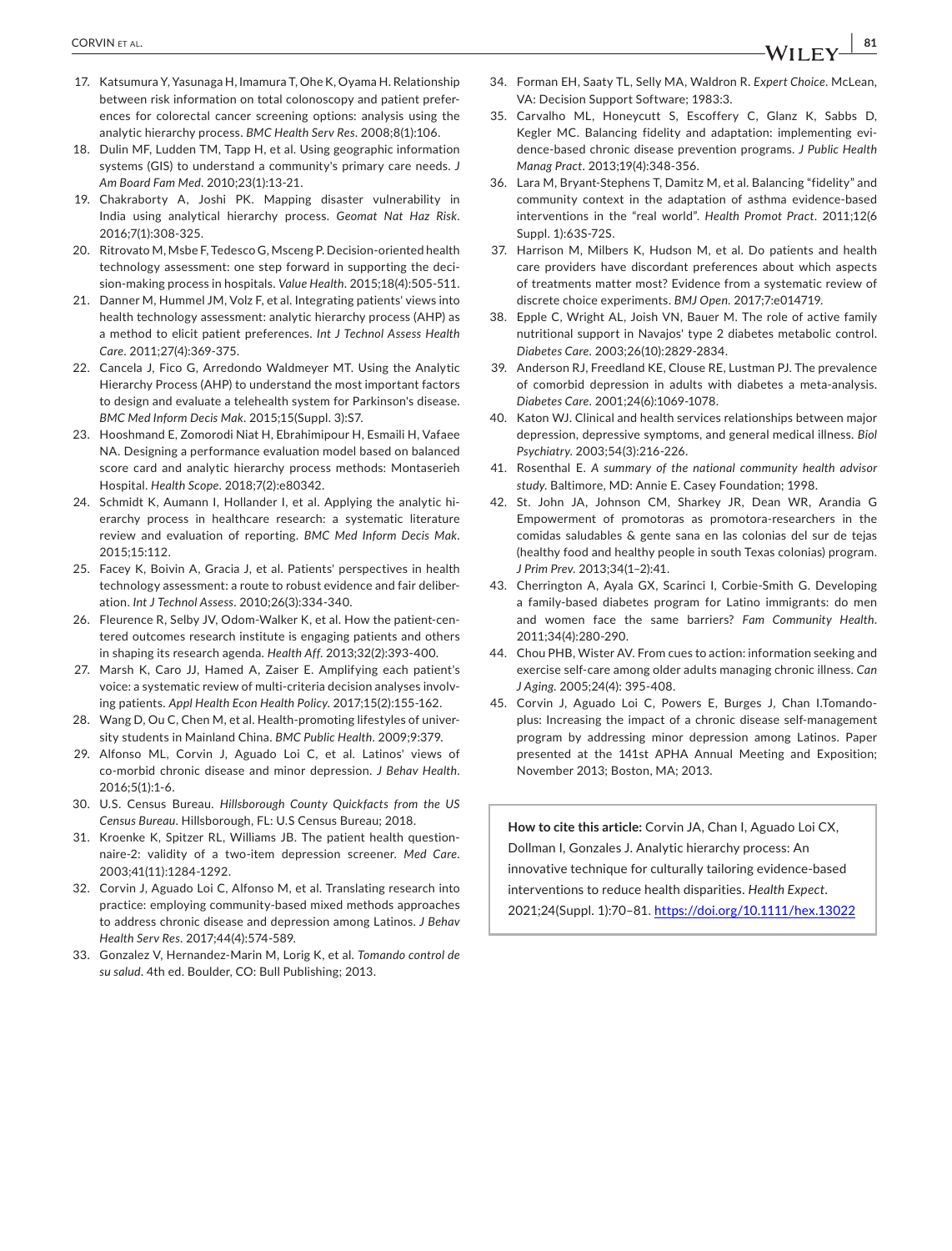17. Katsumura Y, Yasunaga H, Imamura T, Ohe K, Oyama H. Relationship between risk information on total colonoscopy and patient preferences for colorectal cancer screening options: analysis using the analytic hierarchy process. *BMC Health Serv Res*. 2008;8(1):106.
18. Dulin MF, Ludden TM, Tapp H, et al. Using geographic information systems (GIS) to understand a community's primary care needs. *J Am Board Fam Med*. 2010;23(1):13-21.
19. Chakraborty A, Joshi PK. Mapping disaster vulnerability in India using analytical hierarchy process. *Geomat Nat Haz Risk*. 2016;7(1):308-325.
20. Ritrovato M, Msbe F, Tedesco G, Msceng P. Decision-oriented health technology assessment: one step forward in supporting the decision-making process in hospitals. *Value Health*. 2015;18(4):505-511.
21. Danner M, Hummel JM, Volz F, et al. Integrating patients' views into health technology assessment: analytic hierarchy process (AHP) as a method to elicit patient preferences. *Int J Technol Assess Health Care*. 2011;27(4):369-375.
22. Cancela J, Fico G, Arredondo Waldmeyer MT. Using the Analytic Hierarchy Process (AHP) to understand the most important factors to design and evaluate a telehealth system for Parkinson's disease. *BMC Med Inform Decis Mak*. 2015;15(Suppl. 3):S7.
23. Hooshmand E, Zomorodi Niat H, Ebrahimipour H, Esmaili H, Vafaee NA. Designing a performance evaluation model based on balanced score card and analytic hierarchy process methods: Montaserieh Hospital. *Health Scope*. 2018;7(2):e80342.
24. Schmidt K, Aumann I, Hollander I, et al. Applying the analytic hierarchy process in healthcare research: a systematic literature review and evaluation of reporting. *BMC Med Inform Decis Mak*. 2015;15:112.
25. Facey K, Boivin A, Gracia J, et al. Patients' perspectives in health technology assessment: a route to robust evidence and fair deliberation. *Int J Technol Assess*. 2010;26(3):334-340.
26. Fleurence R, Selby JV, Odom-Walker K, et al. How the patient-centered outcomes research institute is engaging patients and others in shaping its research agenda. *Health Aff*. 2013;32(2):393-400.
27. Marsh K, Caro JJ, Hamed A, Zaiser E. Amplifying each patient's voice: a systematic review of multi-criteria decision analyses involving patients. *Appl Health Econ Health Policy*. 2017;15(2):155-162.
28. Wang D, Ou C, Chen M, et al. Health-promoting lifestyles of university students in Mainland China. *BMC Public Health*. 2009;9:379.
29. Alfonso ML, Corvin J, Aguado Loi C, et al. Latinos' views of co-morbid chronic disease and minor depression. *J Behav Health*. 2016;5(1):1-6.
30. U.S. Census Bureau. *Hillsborough County Quickfacts from the US Census Bureau*. Hillsborough, FL: U.S Census Bureau; 2018.
31. Kroenke K, Spitzer RL, Williams JB. The patient health questionnaire-2: validity of a two-item depression screener. *Med Care*. 2003;41(11):1284-1292.
32. Corvin J, Aguado Loi C, Alfonso M, et al. Translating research into practice: employing community-based mixed methods approaches to address chronic disease and depression among Latinos. *J Behav Health Serv Res*. 2017;44(4):574-589.
33. Gonzalez V, Hernandez-Marin M, Lorig K, et al. *Tomando control de su salud*. 4th ed. Boulder, CO: Bull Publishing; 2013.
34. Forman EH, Saaty TL, Selly MA, Waldron R. *Expert Choice*. McLean, VA: Decision Support Software; 1983:3.
35. Carvalho ML, Honeycutt S, Escoffery C, Glanz K, Sabbs D, Kegler MC. Balancing fidelity and adaptation: implementing evidence-based chronic disease prevention programs. *J Public Health Manag Pract*. 2013;19(4):348-356.
36. Lara M, Bryant-Stephens T, Damitz M, et al. Balancing "fidelity" and community context in the adaptation of asthma evidence-based interventions in the "real world". *Health Promot Pract*. 2011;12(6 Suppl. 1):63S-72S.
37. Harrison M, Milbers K, Hudson M, et al. Do patients and health care providers have discordant preferences about which aspects of treatments matter most? Evidence from a systematic review of discrete choice experiments. *BMJ Open*. 2017;7:e014719.
38. Epple C, Wright AL, Joish VN, Bauer M. The role of active family nutritional support in Navajos' type 2 diabetes metabolic control. *Diabetes Care*. 2003;26(10):2829-2834.
39. Anderson RJ, Freedland KE, Clouse RE, Lustman PJ. The prevalence of comorbid depression in adults with diabetes a meta-analysis. *Diabetes Care*. 2001;24(6):1069-1078.
40. Katon WJ. Clinical and health services relationships between major depression, depressive symptoms, and general medical illness. *Biol Psychiatry*. 2003;54(3):216-226.
41. Rosenthal E. *A summary of the national community health advisor study*. Baltimore, MD: Annie E. Casey Foundation; 1998.
42. St. John JA, Johnson CM, Sharkey JR, Dean WR, Arandia G Empowerment of promotoras as promotora-researchers in the comidas saludables & gente sana en las colonias del sur de tejas (healthy food and healthy people in south Texas colonias) program. *J Prim Prev*. 2013;34(1–2):41.
43. Cherrington A, Ayala GX, Scarinci I, Corbie-Smith G. Developing a family-based diabetes program for Latino immigrants: do men and women face the same barriers? *Fam Community Health*. 2011;34(4):280-290.
44. Chou PHB, Wister AV. From cues to action: information seeking and exercise self-care among older adults managing chronic illness. *Can J Aging*. 2005;24(4): 395-408.
45. Corvin J, Aguado Loi C, Powers E, Burges J, Chan I.Tomando-plus: Increasing the impact of a chronic disease self-management program by addressing minor depression among Latinos. Paper presented at the 141st APHA Annual Meeting and Exposition; November 2013; Boston, MA; 2013.

**How to cite this article:** Corvin JA, Chan I, Aguado Loi CX, Dollman I, Gonzales J. Analytic hierarchy process: An innovative technique for culturally tailoring evidence-based interventions to reduce health disparities. *Health Expect*. 2021;24(Suppl. 1):70–81. https://doi.org/10.1111/hex.13022